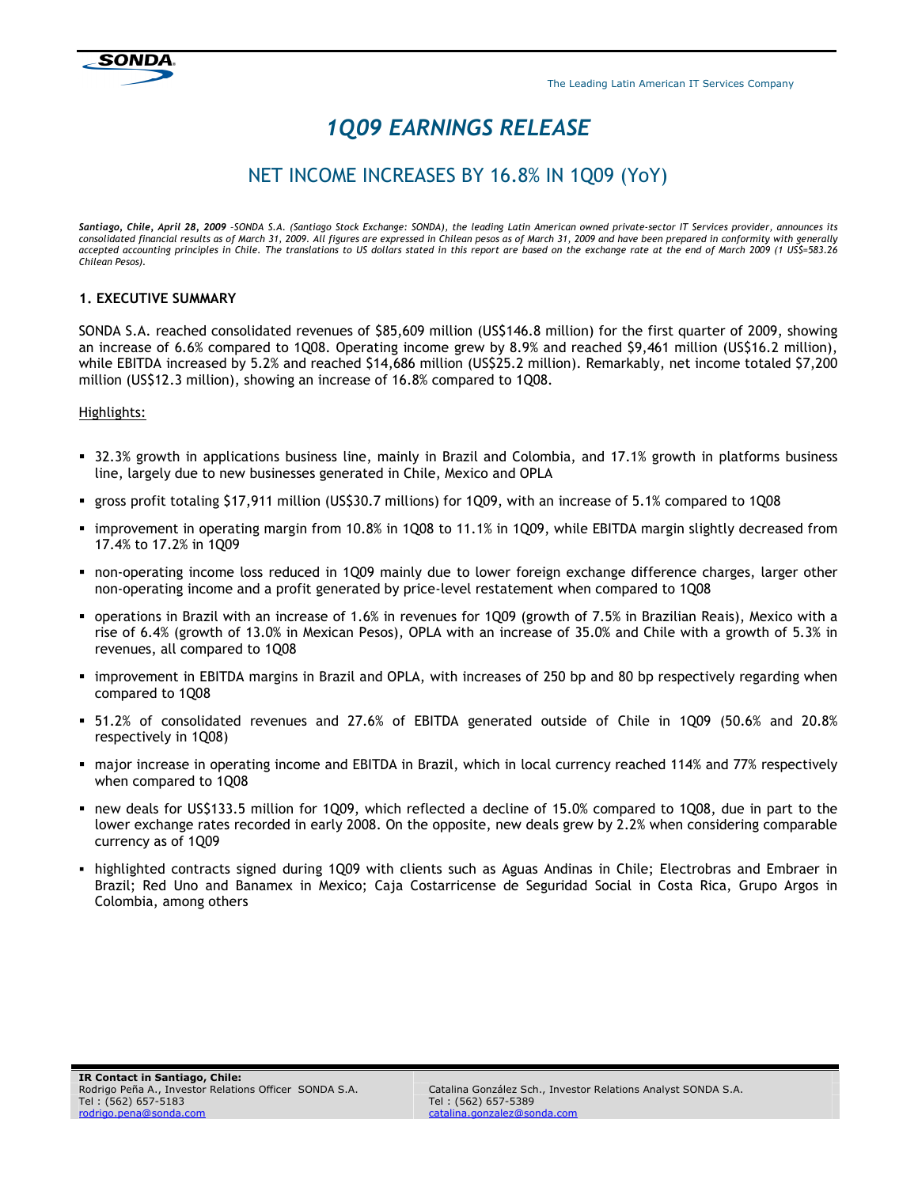The Leading Latin American IT Services Company

# 1Q09 EARNINGS RELEASE

## NET INCOME INCREASES BY 16.8% IN 1Q09 (YoY)

***Santiago, Chile, April 28, 2009*** *–SONDA S.A. (Santiago Stock Exchange: SONDA), the leading Latin American owned private-sector IT Services provider, announces its consolidated financial results as of March 31, 2009. All figures are expressed in Chilean pesos as of March 31, 2009 and have been prepared in conformity with generally accepted accounting principles in Chile. The translations to US dollars stated in this report are based on the exchange rate at the end of March 2009 (1 US$=583.26 Chilean Pesos).*

### 1. EXECUTIVE SUMMARY

SONDA S.A. reached consolidated revenues of $85,609 million (US$146.8 million) for the first quarter of 2009, showing an increase of 6.6% compared to 1Q08. Operating income grew by 8.9% and reached $9,461 million (US$16.2 million), while EBITDA increased by 5.2% and reached $14,686 million (US$25.2 million). Remarkably, net income totaled $7,200 million (US$12.3 million), showing an increase of 16.8% compared to 1Q08.

Highlights:

- 32.3% growth in applications business line, mainly in Brazil and Colombia, and 17.1% growth in platforms business line, largely due to new businesses generated in Chile, Mexico and OPLA
- gross profit totaling $17,911 million (US$30.7 millions) for 1Q09, with an increase of 5.1% compared to 1Q08
- improvement in operating margin from 10.8% in 1Q08 to 11.1% in 1Q09, while EBITDA margin slightly decreased from 17.4% to 17.2% in 1Q09
- non-operating income loss reduced in 1Q09 mainly due to lower foreign exchange difference charges, larger other non-operating income and a profit generated by price-level restatement when compared to 1Q08
- operations in Brazil with an increase of 1.6% in revenues for 1Q09 (growth of 7.5% in Brazilian Reais), Mexico with a rise of 6.4% (growth of 13.0% in Mexican Pesos), OPLA with an increase of 35.0% and Chile with a growth of 5.3% in revenues, all compared to 1Q08
- improvement in EBITDA margins in Brazil and OPLA, with increases of 250 bp and 80 bp respectively regarding when compared to 1Q08
- 51.2% of consolidated revenues and 27.6% of EBITDA generated outside of Chile in 1Q09 (50.6% and 20.8% respectively in 1Q08)
- major increase in operating income and EBITDA in Brazil, which in local currency reached 114% and 77% respectively when compared to 1Q08
- new deals for US$133.5 million for 1Q09, which reflected a decline of 15.0% compared to 1Q08, due in part to the lower exchange rates recorded in early 2008. On the opposite, new deals grew by 2.2% when considering comparable currency as of 1Q09
- highlighted contracts signed during 1Q09 with clients such as Aguas Andinas in Chile; Electrobras and Embraer in Brazil; Red Uno and Banamex in Mexico; Caja Costarricense de Seguridad Social in Costa Rica, Grupo Argos in Colombia, among others

**IR Contact in Santiago, Chile:**
Rodrigo Peña A., Investor Relations Officer SONDA S.A.
Tel : (562) 657-5183
rodrigo.pena@sonda.com

Catalina González Sch., Investor Relations Analyst SONDA S.A.
Tel : (562) 657-5389
catalina.gonzalez@sonda.com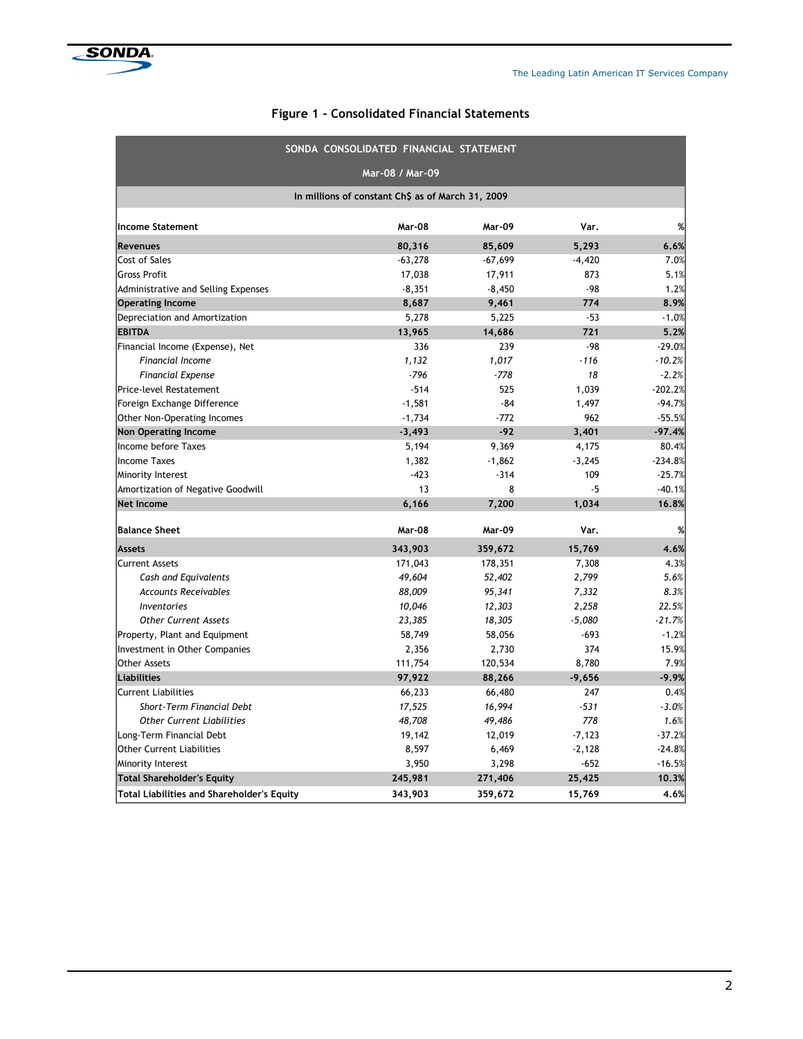## Figure 1 - Consolidated Financial Statements

| SONDA CONSOLIDATED FINANCIAL STATEMENT | | | | |
|---|---|---|---|---|
| Mar-08 / Mar-09 | | | | |
| In millions of constant Ch$ as of March 31, 2009 | | | | |
| **Income Statement** | **Mar-08** | **Mar-09** | **Var.** | **%** |
| **Revenues** | **80,316** | **85,609** | **5,293** | **6.6%** |
| Cost of Sales | -63,278 | -67,699 | -4,420 | 7.0% |
| Gross Profit | 17,038 | 17,911 | 873 | 5.1% |
| Administrative and Selling Expenses | -8,351 | -8,450 | -98 | 1.2% |
| **Operating Income** | **8,687** | **9,461** | **774** | **8.9%** |
| Depreciation and Amortization | 5,278 | 5,225 | -53 | -1.0% |
| **EBITDA** | **13,965** | **14,686** | **721** | **5.2%** |
| Financial Income (Expense), Net | 336 | 239 | -98 | -29.0% |
| *Financial Income* | *1,132* | *1,017* | *-116* | *-10.2%* |
| *Financial Expense* | *-796* | *-778* | *18* | *-2.2%* |
| Price-level Restatement | -514 | 525 | 1,039 | -202.2% |
| Foreign Exchange Difference | -1,581 | -84 | 1,497 | -94.7% |
| Other Non-Operating Incomes | -1,734 | -772 | 962 | -55.5% |
| **Non Operating Income** | **-3,493** | **-92** | **3,401** | **-97.4%** |
| Income before Taxes | 5,194 | 9,369 | 4,175 | 80.4% |
| Income Taxes | 1,382 | -1,862 | -3,245 | -234.8% |
| Minority Interest | -423 | -314 | 109 | -25.7% |
| Amortization of Negative Goodwill | 13 | 8 | -5 | -40.1% |
| **Net Income** | **6,166** | **7,200** | **1,034** | **16.8%** |
| | | | | |
| **Balance Sheet** | **Mar-08** | **Mar-09** | **Var.** | **%** |
| **Assets** | **343,903** | **359,672** | **15,769** | **4.6%** |
| Current Assets | 171,043 | 178,351 | 7,308 | 4.3% |
| *Cash and Equivalents* | *49,604* | *52,402* | *2,799* | *5.6%* |
| *Accounts Receivables* | *88,009* | *95,341* | *7,332* | *8.3%* |
| *Inventories* | *10,046* | *12,303* | *2,258* | *22.5%* |
| *Other Current Assets* | *23,385* | *18,305* | *-5,080* | *-21.7%* |
| Property, Plant and Equipment | 58,749 | 58,056 | -693 | -1.2% |
| Investment in Other Companies | 2,356 | 2,730 | 374 | 15.9% |
| Other Assets | 111,754 | 120,534 | 8,780 | 7.9% |
| **Liabilities** | **97,922** | **88,266** | **-9,656** | **-9.9%** |
| Current Liabilities | 66,233 | 66,480 | 247 | 0.4% |
| *Short-Term Financial Debt* | *17,525* | *16,994* | *-531* | *-3.0%* |
| *Other Current Liabilities* | *48,708* | *49,486* | *778* | *1.6%* |
| Long-Term Financial Debt | 19,142 | 12,019 | -7,123 | -37.2% |
| Other Current Liabilities | 8,597 | 6,469 | -2,128 | -24.8% |
| Minority Interest | 3,950 | 3,298 | -652 | -16.5% |
| **Total Shareholder's Equity** | **245,981** | **271,406** | **25,425** | **10.3%** |
| **Total Liabilities and Shareholder's Equity** | **343,903** | **359,672** | **15,769** | **4.6%** |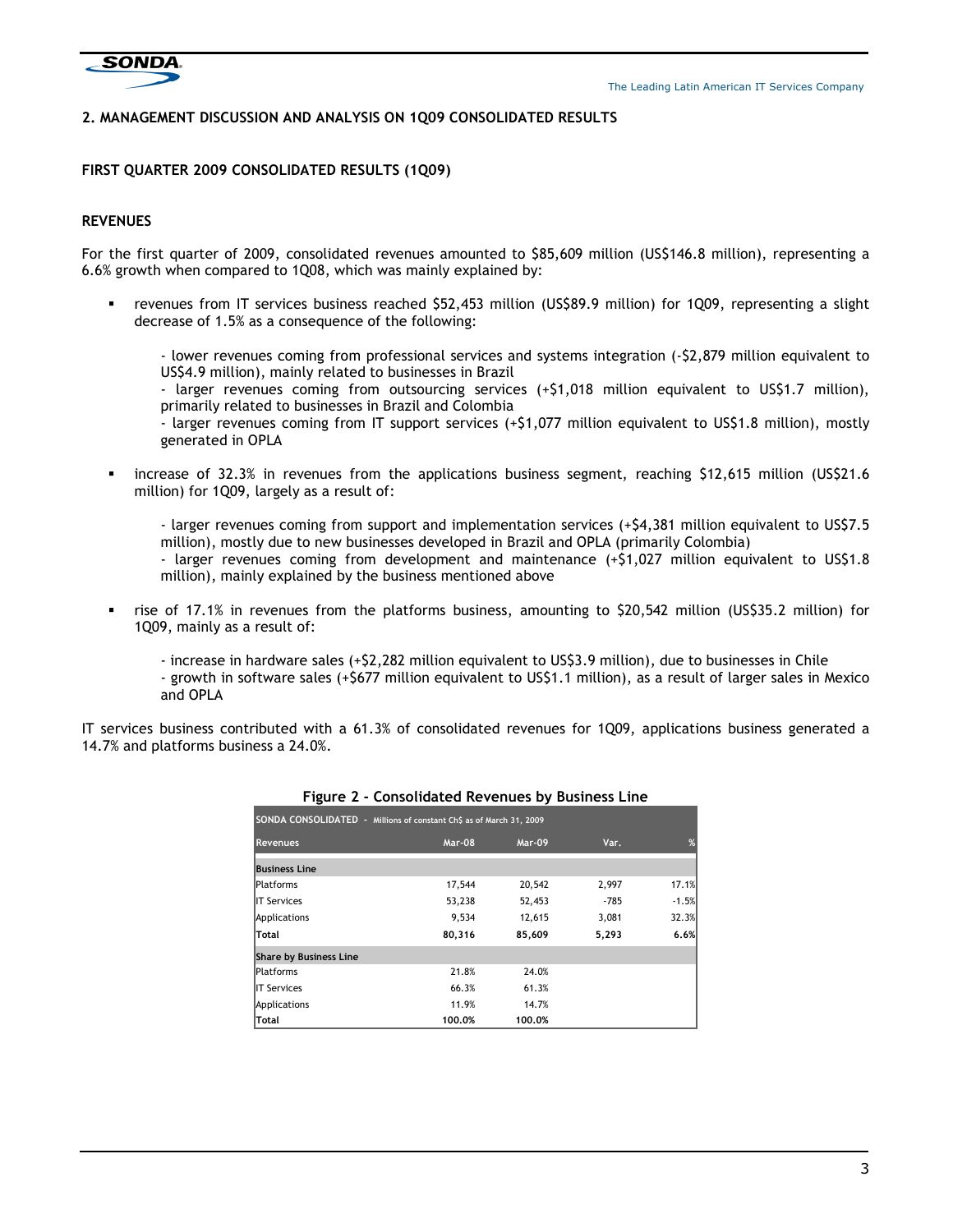## 2. MANAGEMENT DISCUSSION AND ANALYSIS ON 1Q09 CONSOLIDATED RESULTS

### FIRST QUARTER 2009 CONSOLIDATED RESULTS (1Q09)

### REVENUES

For the first quarter of 2009, consolidated revenues amounted to $85,609 million (US$146.8 million), representing a 6.6% growth when compared to 1Q08, which was mainly explained by:

- revenues from IT services business reached $52,453 million (US$89.9 million) for 1Q09, representing a slight decrease of 1.5% as a consequence of the following:

  - lower revenues coming from professional services and systems integration (-$2,879 million equivalent to US$4.9 million), mainly related to businesses in Brazil
  - larger revenues coming from outsourcing services (+$1,018 million equivalent to US$1.7 million), primarily related to businesses in Brazil and Colombia
  - larger revenues coming from IT support services (+$1,077 million equivalent to US$1.8 million), mostly generated in OPLA

- increase of 32.3% in revenues from the applications business segment, reaching $12,615 million (US$21.6 million) for 1Q09, largely as a result of:

  - larger revenues coming from support and implementation services (+$4,381 million equivalent to US$7.5 million), mostly due to new businesses developed in Brazil and OPLA (primarily Colombia)
  - larger revenues coming from development and maintenance (+$1,027 million equivalent to US$1.8 million), mainly explained by the business mentioned above

- rise of 17.1% in revenues from the platforms business, amounting to $20,542 million (US$35.2 million) for 1Q09, mainly as a result of:

  - increase in hardware sales (+$2,282 million equivalent to US$3.9 million), due to businesses in Chile
  - growth in software sales (+$677 million equivalent to US$1.1 million), as a result of larger sales in Mexico and OPLA

IT services business contributed with a 61.3% of consolidated revenues for 1Q09, applications business generated a 14.7% and platforms business a 24.0%.

**Figure 2 - Consolidated Revenues by Business Line**

| SONDA CONSOLIDATED - Millions of constant Ch$ as of March 31, 2009 | | | | |
|---|---|---|---|---|
| **Revenues** | **Mar-08** | **Mar-09** | **Var.** | **%** |
| **Business Line** | | | | |
| Platforms | 17,544 | 20,542 | 2,997 | 17.1% |
| IT Services | 53,238 | 52,453 | -785 | -1.5% |
| Applications | 9,534 | 12,615 | 3,081 | 32.3% |
| **Total** | **80,316** | **85,609** | **5,293** | **6.6%** |
| **Share by Business Line** | | | | |
| Platforms | 21.8% | 24.0% | | |
| IT Services | 66.3% | 61.3% | | |
| Applications | 11.9% | 14.7% | | |
| **Total** | **100.0%** | **100.0%** | | |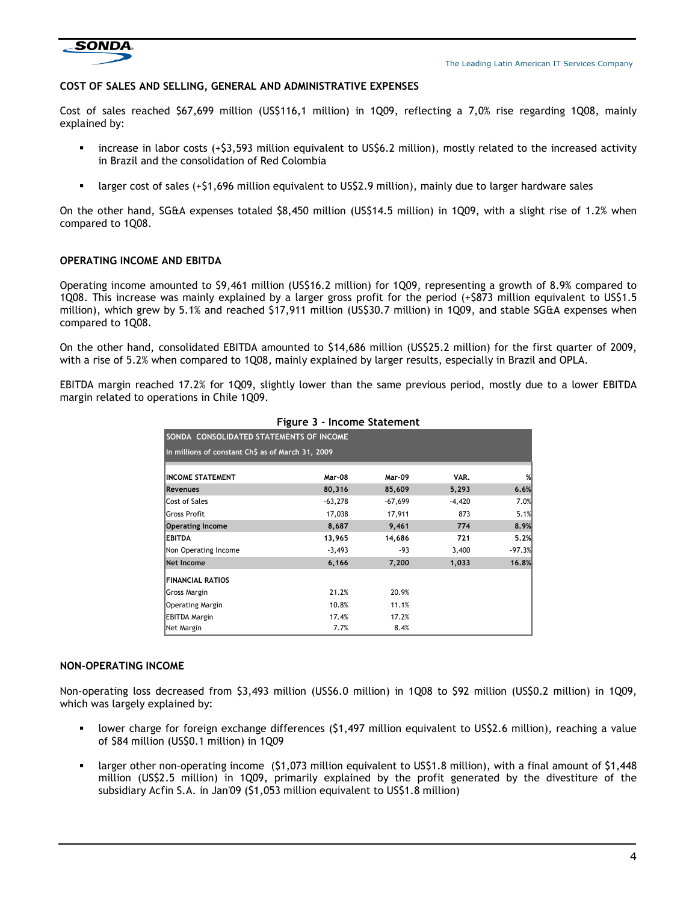## COST OF SALES AND SELLING, GENERAL AND ADMINISTRATIVE EXPENSES

Cost of sales reached $67,699 million (US$116,1 million) in 1Q09, reflecting a 7,0% rise regarding 1Q08, mainly explained by:

- increase in labor costs (+$3,593 million equivalent to US$6.2 million), mostly related to the increased activity in Brazil and the consolidation of Red Colombia
- larger cost of sales (+$1,696 million equivalent to US$2.9 million), mainly due to larger hardware sales

On the other hand, SG&A expenses totaled $8,450 million (US$14.5 million) in 1Q09, with a slight rise of 1.2% when compared to 1Q08.

## OPERATING INCOME AND EBITDA

Operating income amounted to $9,461 million (US$16.2 million) for 1Q09, representing a growth of 8.9% compared to 1Q08. This increase was mainly explained by a larger gross profit for the period (+$873 million equivalent to US$1.5 million), which grew by 5.1% and reached $17,911 million (US$30.7 million) in 1Q09, and stable SG&A expenses when compared to 1Q08.

On the other hand, consolidated EBITDA amounted to $14,686 million (US$25.2 million) for the first quarter of 2009, with a rise of 5.2% when compared to 1Q08, mainly explained by larger results, especially in Brazil and OPLA.

EBITDA margin reached 17.2% for 1Q09, slightly lower than the same previous period, mostly due to a lower EBITDA margin related to operations in Chile 1Q09.

**Figure 3 - Income Statement**

SONDA CONSOLIDATED STATEMENTS OF INCOME

In millions of constant Ch$ as of March 31, 2009

| INCOME STATEMENT | Mar-08 | Mar-09 | VAR. | % |
|---|---|---|---|---|
| **Revenues** | **80,316** | **85,609** | **5,293** | **6.6%** |
| Cost of Sales | -63,278 | -67,699 | -4,420 | 7.0% |
| Gross Profit | 17,038 | 17,911 | 873 | 5.1% |
| **Operating Income** | **8,687** | **9,461** | **774** | **8.9%** |
| **EBITDA** | **13,965** | **14,686** | **721** | **5.2%** |
| Non Operating Income | -3,493 | -93 | 3,400 | -97.3% |
| **Net Income** | **6,166** | **7,200** | **1,033** | **16.8%** |
| **FINANCIAL RATIOS** | | | | |
| Gross Margin | 21.2% | 20.9% | | |
| Operating Margin | 10.8% | 11.1% | | |
| EBITDA Margin | 17.4% | 17.2% | | |
| Net Margin | 7.7% | 8.4% | | |

## NON-OPERATING INCOME

Non-operating loss decreased from $3,493 million (US$6.0 million) in 1Q08 to $92 million (US$0.2 million) in 1Q09, which was largely explained by:

- lower charge for foreign exchange differences ($1,497 million equivalent to US$2.6 million), reaching a value of $84 million (US$0.1 million) in 1Q09
- larger other non-operating income ($1,073 million equivalent to US$1.8 million), with a final amount of $1,448 million (US$2.5 million) in 1Q09, primarily explained by the profit generated by the divestiture of the subsidiary Acfin S.A. in Jan'09 ($1,053 million equivalent to US$1.8 million)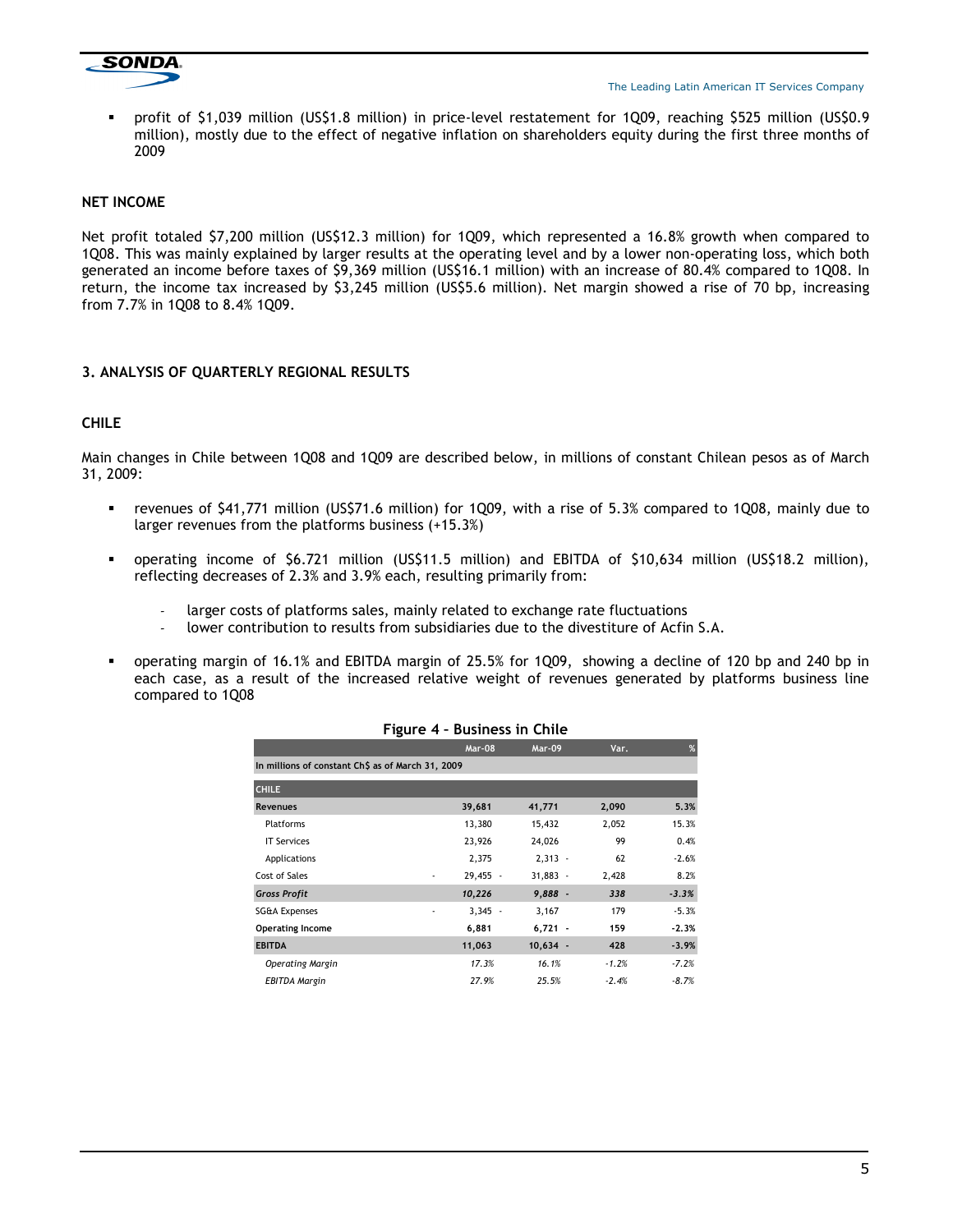- profit of $1,039 million (US$1.8 million) in price-level restatement for 1Q09, reaching $525 million (US$0.9 million), mostly due to the effect of negative inflation on shareholders equity during the first three months of 2009

## NET INCOME

Net profit totaled $7,200 million (US$12.3 million) for 1Q09, which represented a 16.8% growth when compared to 1Q08. This was mainly explained by larger results at the operating level and by a lower non-operating loss, which both generated an income before taxes of $9,369 million (US$16.1 million) with an increase of 80.4% compared to 1Q08. In return, the income tax increased by $3,245 million (US$5.6 million). Net margin showed a rise of 70 bp, increasing from 7.7% in 1Q08 to 8.4% 1Q09.

## 3. ANALYSIS OF QUARTERLY REGIONAL RESULTS

### CHILE

Main changes in Chile between 1Q08 and 1Q09 are described below, in millions of constant Chilean pesos as of March 31, 2009:

- revenues of $41,771 million (US$71.6 million) for 1Q09, with a rise of 5.3% compared to 1Q08, mainly due to larger revenues from the platforms business (+15.3%)
- operating income of $6.721 million (US$11.5 million) and EBITDA of $10,634 million (US$18.2 million), reflecting decreases of 2.3% and 3.9% each, resulting primarily from:
    - larger costs of platforms sales, mainly related to exchange rate fluctuations
    - lower contribution to results from subsidiaries due to the divestiture of Acfin S.A.
- operating margin of 16.1% and EBITDA margin of 25.5% for 1Q09, showing a decline of 120 bp and 240 bp in each case, as a result of the increased relative weight of revenues generated by platforms business line compared to 1Q08

**Figure 4 – Business in Chile**

| | Mar-08 | Mar-09 | Var. | % |
|---|---|---|---|---|
| In millions of constant Ch$ as of March 31, 2009 | | | | |
| **CHILE** | | | | |
| **Revenues** | **39,681** | **41,771** | **2,090** | **5.3%** |
| Platforms | 13,380 | 15,432 | 2,052 | 15.3% |
| IT Services | 23,926 | 24,026 | 99 | 0.4% |
| Applications | 2,375 | 2,313 | - 62 | -2.6% |
| Cost of Sales | - 29,455 | - 31,883 | - 2,428 | 8.2% |
| ***Gross Profit*** | ***10,226*** | ***9,888*** | ***- 338*** | ***-3.3%*** |
| SG&A Expenses | - 3,345 | - 3,167 | 179 | -5.3% |
| **Operating Income** | **6,881** | **6,721** | **- 159** | **-2.3%** |
| **EBITDA** | **11,063** | **10,634** | **- 428** | **-3.9%** |
| *Operating Margin* | *17.3%* | *16.1%* | *-1.2%* | *-7.2%* |
| *EBITDA Margin* | *27.9%* | *25.5%* | *-2.4%* | *-8.7%* |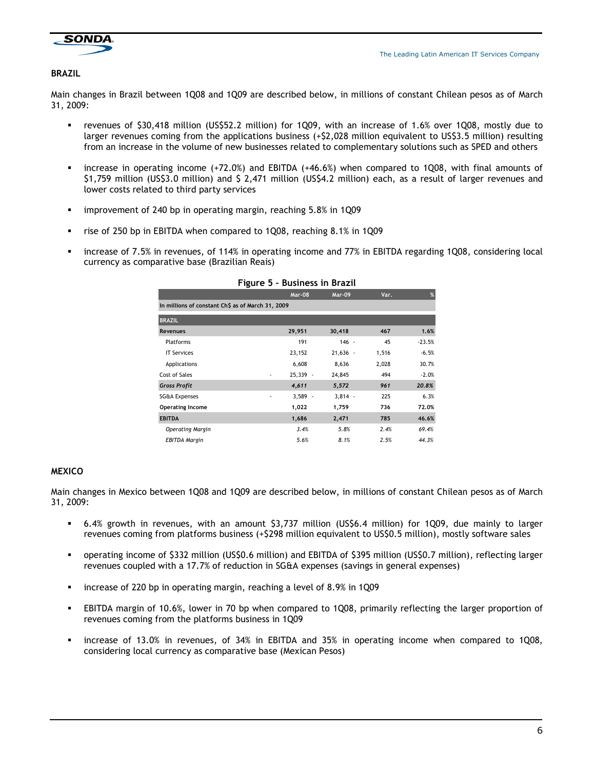## BRAZIL

Main changes in Brazil between 1Q08 and 1Q09 are described below, in millions of constant Chilean pesos as of March 31, 2009:

- revenues of $30,418 million (US$52.2 million) for 1Q09, with an increase of 1.6% over 1Q08, mostly due to larger revenues coming from the applications business (+$2,028 million equivalent to US$3.5 million) resulting from an increase in the volume of new businesses related to complementary solutions such as SPED and others
- increase in operating income (+72.0%) and EBITDA (+46.6%) when compared to 1Q08, with final amounts of $1,759 million (US$3.0 million) and $ 2,471 million (US$4.2 million) each, as a result of larger revenues and lower costs related to third party services
- improvement of 240 bp in operating margin, reaching 5.8% in 1Q09
- rise of 250 bp in EBITDA when compared to 1Q08, reaching 8.1% in 1Q09
- increase of 7.5% in revenues, of 114% in operating income and 77% in EBITDA regarding 1Q08, considering local currency as comparative base (Brazilian Reais)

**Figure 5 – Business in Brazil**

| | Mar-08 | Mar-09 | Var. | % |
|---|---|---|---|---|
| In millions of constant Ch$ as of March 31, 2009 | | | | |
| **BRAZIL** | | | | |
| **Revenues** | **29,951** | **30,418** | **467** | **1.6%** |
| Platforms | 191 | 146 | - 45 | -23.5% |
| IT Services | 23,152 | 21,636 | - 1,516 | -6.5% |
| Applications | 6,608 | 8,636 | 2,028 | 30.7% |
| Cost of Sales | - 25,339 | - 24,845 | 494 | -2.0% |
| ***Gross Profit*** | ***4,611*** | ***5,572*** | ***961*** | ***20.8%*** |
| SG&A Expenses | - 3,589 | - 3,814 | - 225 | 6.3% |
| **Operating Income** | **1,022** | **1,759** | **736** | **72.0%** |
| **EBITDA** | **1,686** | **2,471** | **785** | **46.6%** |
| *Operating Margin* | *3.4%* | *5.8%* | *2.4%* | *69.4%* |
| *EBITDA Margin* | *5.6%* | *8.1%* | *2.5%* | *44.3%* |

## MEXICO

Main changes in Mexico between 1Q08 and 1Q09 are described below, in millions of constant Chilean pesos as of March 31, 2009:

- 6.4% growth in revenues, with an amount $3,737 million (US$6.4 million) for 1Q09, due mainly to larger revenues coming from platforms business (+$298 million equivalent to US$0.5 million), mostly software sales
- operating income of $332 million (US$0.6 million) and EBITDA of $395 million (US$0.7 million), reflecting larger revenues coupled with a 17.7% of reduction in SG&A expenses (savings in general expenses)
- increase of 220 bp in operating margin, reaching a level of 8.9% in 1Q09
- EBITDA margin of 10.6%, lower in 70 bp when compared to 1Q08, primarily reflecting the larger proportion of revenues coming from the platforms business in 1Q09
- increase of 13.0% in revenues, of 34% in EBITDA and 35% in operating income when compared to 1Q08, considering local currency as comparative base (Mexican Pesos)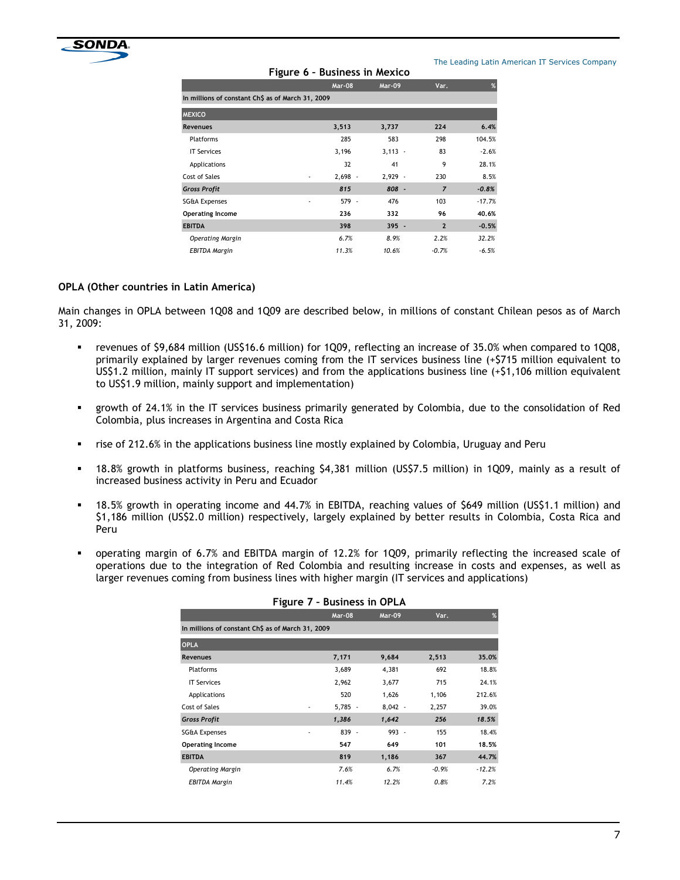**Figure 6 – Business in Mexico**

| In millions of constant Ch$ as of March 31, 2009 | Mar-08 | Mar-09 | Var. | % |
|---|---|---|---|---|
| **MEXICO** | | | | |
| **Revenues** | **3,513** | **3,737** | **224** | **6.4%** |
| Platforms | 285 | 583 | 298 | 104.5% |
| IT Services | 3,196 | 3,113 | - 83 | -2.6% |
| Applications | 32 | 41 | 9 | 28.1% |
| Cost of Sales | - 2,698 | - 2,929 | - 230 | 8.5% |
| ***Gross Profit*** | ***815*** | ***808*** | ***- 7*** | ***-0.8%*** |
| SG&A Expenses | - 579 | - 476 | 103 | -17.7% |
| **Operating Income** | **236** | **332** | **96** | **40.6%** |
| **EBITDA** | **398** | **395** | **- 2** | **-0.5%** |
| *Operating Margin* | *6.7%* | *8.9%* | *2.2%* | *32.2%* |
| *EBITDA Margin* | *11.3%* | *10.6%* | *-0.7%* | *-6.5%* |

### OPLA (Other countries in Latin America)

Main changes in OPLA between 1Q08 and 1Q09 are described below, in millions of constant Chilean pesos as of March 31, 2009:

- revenues of $9,684 million (US$16.6 million) for 1Q09, reflecting an increase of 35.0% when compared to 1Q08, primarily explained by larger revenues coming from the IT services business line (+$715 million equivalent to US$1.2 million, mainly IT support services) and from the applications business line (+$1,106 million equivalent to US$1.9 million, mainly support and implementation)
- growth of 24.1% in the IT services business primarily generated by Colombia, due to the consolidation of Red Colombia, plus increases in Argentina and Costa Rica
- rise of 212.6% in the applications business line mostly explained by Colombia, Uruguay and Peru
- 18.8% growth in platforms business, reaching $4,381 million (US$7.5 million) in 1Q09, mainly as a result of increased business activity in Peru and Ecuador
- 18.5% growth in operating income and 44.7% in EBITDA, reaching values of $649 million (US$1.1 million) and $1,186 million (US$2.0 million) respectively, largely explained by better results in Colombia, Costa Rica and Peru
- operating margin of 6.7% and EBITDA margin of 12.2% for 1Q09, primarily reflecting the increased scale of operations due to the integration of Red Colombia and resulting increase in costs and expenses, as well as larger revenues coming from business lines with higher margin (IT services and applications)

**Figure 7 – Business in OPLA**

| In millions of constant Ch$ as of March 31, 2009 | Mar-08 | Mar-09 | Var. | % |
|---|---|---|---|---|
| **OPLA** | | | | |
| **Revenues** | **7,171** | **9,684** | **2,513** | **35.0%** |
| Platforms | 3,689 | 4,381 | 692 | 18.8% |
| IT Services | 2,962 | 3,677 | 715 | 24.1% |
| Applications | 520 | 1,626 | 1,106 | 212.6% |
| Cost of Sales | - 5,785 | - 8,042 | - 2,257 | 39.0% |
| ***Gross Profit*** | ***1,386*** | ***1,642*** | ***256*** | ***18.5%*** |
| SG&A Expenses | - 839 | - 993 | - 155 | 18.4% |
| **Operating Income** | **547** | **649** | **101** | **18.5%** |
| **EBITDA** | **819** | **1,186** | **367** | **44.7%** |
| *Operating Margin* | *7.6%* | *6.7%* | *-0.9%* | *-12.2%* |
| *EBITDA Margin* | *11.4%* | *12.2%* | *0.8%* | *7.2%* |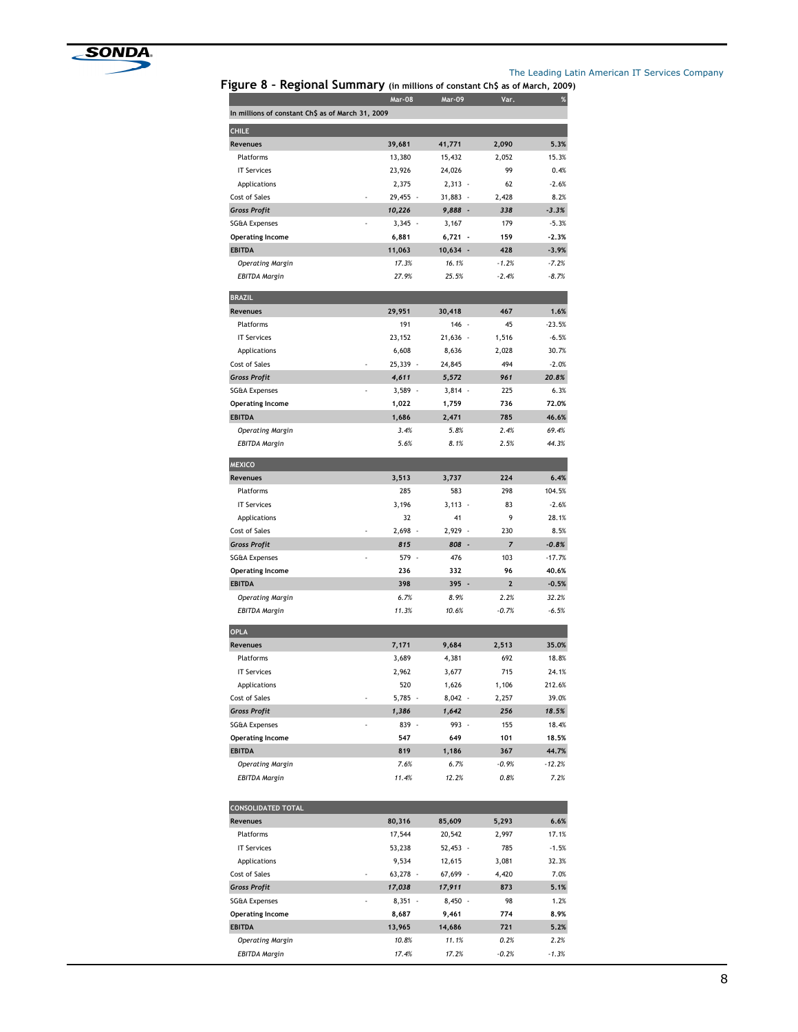## Figure 8 – Regional Summary (in millions of constant Ch$ as of March, 2009)

| | Mar-08 | Mar-09 | Var. | % |
|---|---|---|---|---|
| In millions of constant Ch$ as of March 31, 2009 | | | | |
| **CHILE** | | | | |
| **Revenues** | **39,681** | **41,771** | **2,090** | **5.3%** |
| Platforms | 13,380 | 15,432 | 2,052 | 15.3% |
| IT Services | 23,926 | 24,026 | 99 | 0.4% |
| Applications | 2,375 | 2,313 | - 62 | -2.6% |
| Cost of Sales | - 29,455 | - 31,883 | - 2,428 | 8.2% |
| ***Gross Profit*** | ***10,226*** | ***9,888*** | ***- 338*** | ***-3.3%*** |
| SG&A Expenses | - 3,345 | - 3,167 | 179 | -5.3% |
| **Operating Income** | **6,881** | **6,721** | **- 159** | **-2.3%** |
| **EBITDA** | **11,063** | **10,634** | **- 428** | **-3.9%** |
| *Operating Margin* | *17.3%* | *16.1%* | *-1.2%* | *-7.2%* |
| *EBITDA Margin* | *27.9%* | *25.5%* | *-2.4%* | *-8.7%* |
| **BRAZIL** | | | | |
| **Revenues** | **29,951** | **30,418** | **467** | **1.6%** |
| Platforms | 191 | 146 | - 45 | -23.5% |
| IT Services | 23,152 | 21,636 | - 1,516 | -6.5% |
| Applications | 6,608 | 8,636 | 2,028 | 30.7% |
| Cost of Sales | - 25,339 | - 24,845 | 494 | -2.0% |
| ***Gross Profit*** | ***4,611*** | ***5,572*** | ***961*** | ***20.8%*** |
| SG&A Expenses | - 3,589 | - 3,814 | - 225 | 6.3% |
| **Operating Income** | **1,022** | **1,759** | **736** | **72.0%** |
| **EBITDA** | **1,686** | **2,471** | **785** | **46.6%** |
| *Operating Margin* | *3.4%* | *5.8%* | *2.4%* | *69.4%* |
| *EBITDA Margin* | *5.6%* | *8.1%* | *2.5%* | *44.3%* |
| **MEXICO** | | | | |
| **Revenues** | **3,513** | **3,737** | **224** | **6.4%** |
| Platforms | 285 | 583 | 298 | 104.5% |
| IT Services | 3,196 | 3,113 | - 83 | -2.6% |
| Applications | 32 | 41 | 9 | 28.1% |
| Cost of Sales | - 2,698 | - 2,929 | - 230 | 8.5% |
| ***Gross Profit*** | ***815*** | ***808*** | ***- 7*** | ***-0.8%*** |
| SG&A Expenses | - 579 | - 476 | 103 | -17.7% |
| **Operating Income** | **236** | **332** | **96** | **40.6%** |
| **EBITDA** | **398** | **395** | **- 2** | **-0.5%** |
| *Operating Margin* | *6.7%* | *8.9%* | *2.2%* | *32.2%* |
| *EBITDA Margin* | *11.3%* | *10.6%* | *-0.7%* | *-6.5%* |
| **OPLA** | | | | |
| **Revenues** | **7,171** | **9,684** | **2,513** | **35.0%** |
| Platforms | 3,689 | 4,381 | 692 | 18.8% |
| IT Services | 2,962 | 3,677 | 715 | 24.1% |
| Applications | 520 | 1,626 | 1,106 | 212.6% |
| Cost of Sales | - 5,785 | - 8,042 | - 2,257 | 39.0% |
| ***Gross Profit*** | ***1,386*** | ***1,642*** | ***256*** | ***18.5%*** |
| SG&A Expenses | - 839 | - 993 | - 155 | 18.4% |
| **Operating Income** | **547** | **649** | **101** | **18.5%** |
| **EBITDA** | **819** | **1,186** | **367** | **44.7%** |
| *Operating Margin* | *7.6%* | *6.7%* | *-0.9%* | *-12.2%* |
| *EBITDA Margin* | *11.4%* | *12.2%* | *0.8%* | *7.2%* |
| **CONSOLIDATED TOTAL** | | | | |
| **Revenues** | **80,316** | **85,609** | **5,293** | **6.6%** |
| Platforms | 17,544 | 20,542 | 2,997 | 17.1% |
| IT Services | 53,238 | 52,453 | - 785 | -1.5% |
| Applications | 9,534 | 12,615 | 3,081 | 32.3% |
| Cost of Sales | - 63,278 | - 67,699 | - 4,420 | 7.0% |
| ***Gross Profit*** | ***17,038*** | ***17,911*** | ***873*** | ***5.1%*** |
| SG&A Expenses | - 8,351 | - 8,450 | - 98 | 1.2% |
| **Operating Income** | **8,687** | **9,461** | **774** | **8.9%** |
| **EBITDA** | **13,965** | **14,686** | **721** | **5.2%** |
| *Operating Margin* | *10.8%* | *11.1%* | *0.2%* | *2.2%* |
| *EBITDA Margin* | *17.4%* | *17.2%* | *-0.2%* | *-1.3%* |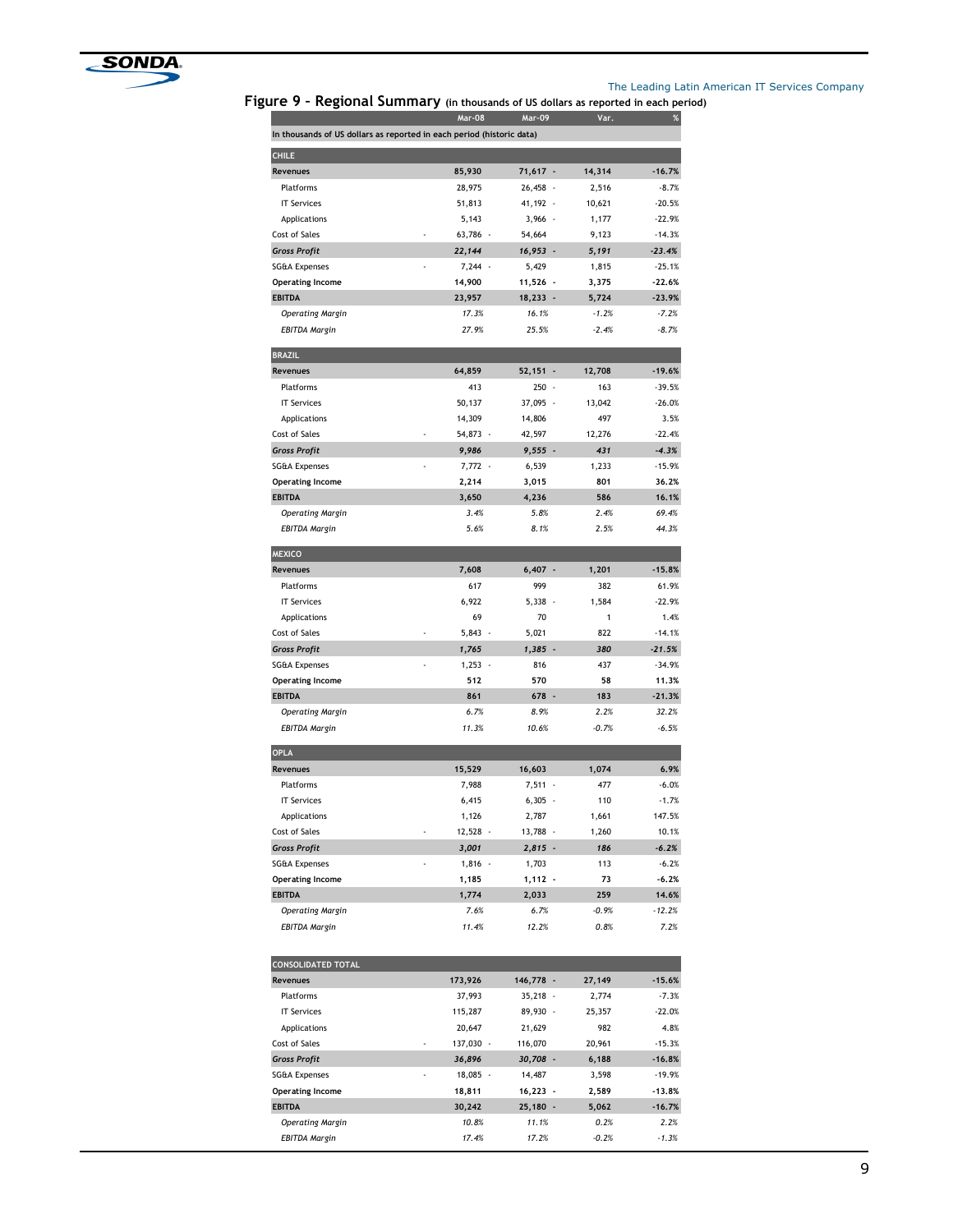## Figure 9 – Regional Summary (in thousands of US dollars as reported in each period)

| | Mar-08 | Mar-09 | Var. | % |
|---|---|---|---|---|
| In thousands of US dollars as reported in each period (historic data) | | | | |
| **CHILE** | | | | |
| **Revenues** | **85,930** | **71,617** | **- 14,314** | **-16.7%** |
| Platforms | 28,975 | 26,458 | - 2,516 | -8.7% |
| IT Services | 51,813 | 41,192 | - 10,621 | -20.5% |
| Applications | 5,143 | 3,966 | - 1,177 | -22.9% |
| Cost of Sales | - 63,786 | - 54,664 | 9,123 | -14.3% |
| ***Gross Profit*** | ***22,144*** | ***16,953*** | ***- 5,191*** | ***-23.4%*** |
| SG&A Expenses | - 7,244 | - 5,429 | 1,815 | -25.1% |
| **Operating Income** | **14,900** | **11,526** | **- 3,375** | **-22.6%** |
| **EBITDA** | **23,957** | **18,233** | **- 5,724** | **-23.9%** |
| *Operating Margin* | *17.3%* | *16.1%* | *-1.2%* | *-7.2%* |
| *EBITDA Margin* | *27.9%* | *25.5%* | *-2.4%* | *-8.7%* |
| **BRAZIL** | | | | |
| **Revenues** | **64,859** | **52,151** | **- 12,708** | **-19.6%** |
| Platforms | 413 | 250 | - 163 | -39.5% |
| IT Services | 50,137 | 37,095 | - 13,042 | -26.0% |
| Applications | 14,309 | 14,806 | 497 | 3.5% |
| Cost of Sales | - 54,873 | - 42,597 | 12,276 | -22.4% |
| ***Gross Profit*** | ***9,986*** | ***9,555*** | ***- 431*** | ***-4.3%*** |
| SG&A Expenses | - 7,772 | - 6,539 | 1,233 | -15.9% |
| **Operating Income** | **2,214** | **3,015** | **801** | **36.2%** |
| **EBITDA** | **3,650** | **4,236** | **586** | **16.1%** |
| *Operating Margin* | *3.4%* | *5.8%* | *2.4%* | *69.4%* |
| *EBITDA Margin* | *5.6%* | *8.1%* | *2.5%* | *44.3%* |
| **MEXICO** | | | | |
| **Revenues** | **7,608** | **6,407** | **- 1,201** | **-15.8%** |
| Platforms | 617 | 999 | 382 | 61.9% |
| IT Services | 6,922 | 5,338 | - 1,584 | -22.9% |
| Applications | 69 | 70 | 1 | 1.4% |
| Cost of Sales | - 5,843 | - 5,021 | 822 | -14.1% |
| ***Gross Profit*** | ***1,765*** | ***1,385*** | ***- 380*** | ***-21.5%*** |
| SG&A Expenses | - 1,253 | - 816 | 437 | -34.9% |
| **Operating Income** | **512** | **570** | **58** | **11.3%** |
| **EBITDA** | **861** | **678** | **- 183** | **-21.3%** |
| *Operating Margin* | *6.7%* | *8.9%* | *2.2%* | *32.2%* |
| *EBITDA Margin* | *11.3%* | *10.6%* | *-0.7%* | *-6.5%* |
| **OPLA** | | | | |
| **Revenues** | **15,529** | **16,603** | **1,074** | **6.9%** |
| Platforms | 7,988 | 7,511 | - 477 | -6.0% |
| IT Services | 6,415 | 6,305 | - 110 | -1.7% |
| Applications | 1,126 | 2,787 | 1,661 | 147.5% |
| Cost of Sales | - 12,528 | - 13,788 | - 1,260 | 10.1% |
| ***Gross Profit*** | ***3,001*** | ***2,815*** | ***- 186*** | ***-6.2%*** |
| SG&A Expenses | - 1,816 | - 1,703 | 113 | -6.2% |
| **Operating Income** | **1,185** | **1,112** | **- 73** | **-6.2%** |
| **EBITDA** | **1,774** | **2,033** | **259** | **14.6%** |
| *Operating Margin* | *7.6%* | *6.7%* | *-0.9%* | *-12.2%* |
| *EBITDA Margin* | *11.4%* | *12.2%* | *0.8%* | *7.2%* |
| **CONSOLIDATED TOTAL** | | | | |
| **Revenues** | **173,926** | **146,778** | **- 27,149** | **-15.6%** |
| Platforms | 37,993 | 35,218 | - 2,774 | -7.3% |
| IT Services | 115,287 | 89,930 | - 25,357 | -22.0% |
| Applications | 20,647 | 21,629 | 982 | 4.8% |
| Cost of Sales | - 137,030 | - 116,070 | 20,961 | -15.3% |
| ***Gross Profit*** | ***36,896*** | ***30,708*** | ***- 6,188*** | ***-16.8%*** |
| SG&A Expenses | - 18,085 | - 14,487 | 3,598 | -19.9% |
| **Operating Income** | **18,811** | **16,223** | **- 2,589** | **-13.8%** |
| **EBITDA** | **30,242** | **25,180** | **- 5,062** | **-16.7%** |
| *Operating Margin* | *10.8%* | *11.1%* | *0.2%* | *2.2%* |
| *EBITDA Margin* | *17.4%* | *17.2%* | *-0.2%* | *-1.3%* |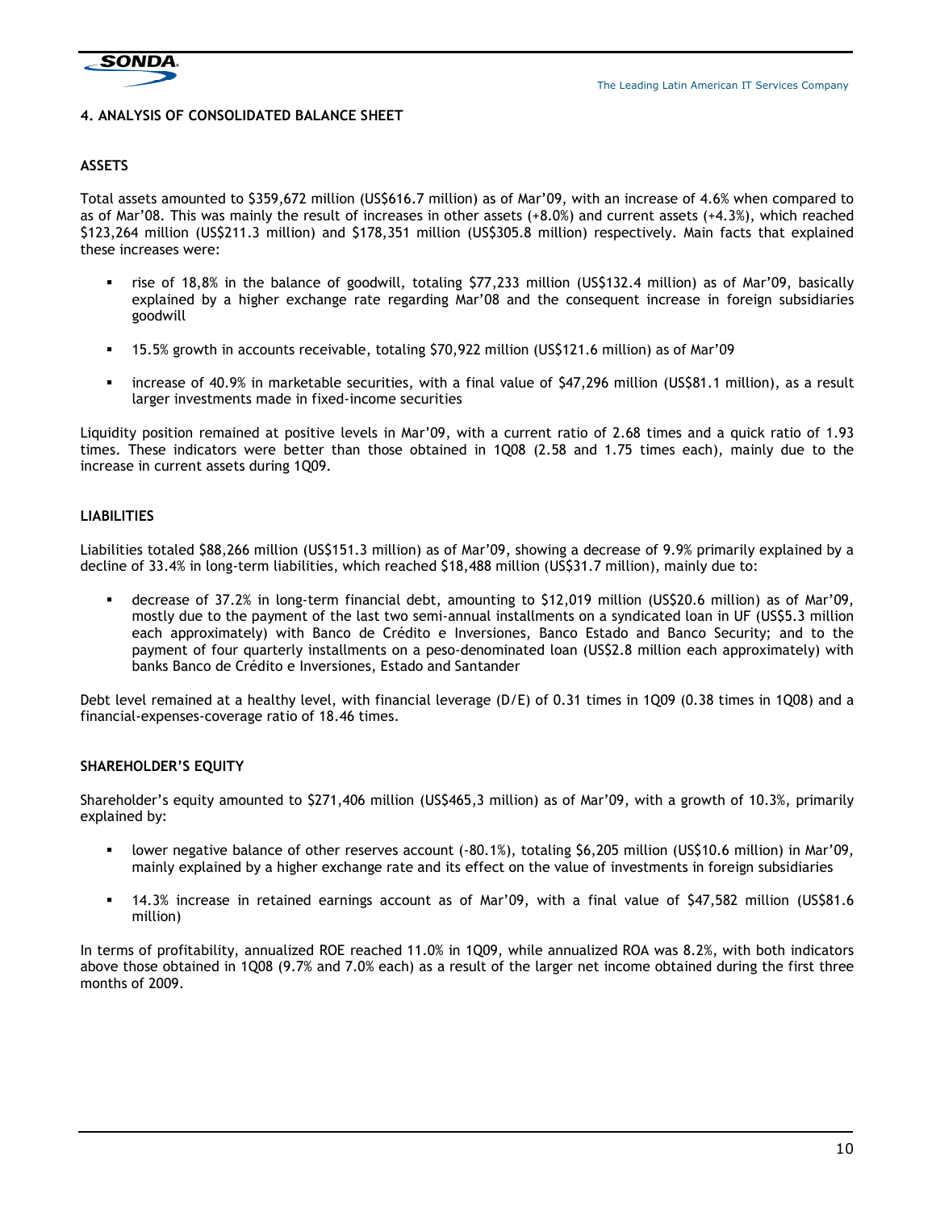## 4. ANALYSIS OF CONSOLIDATED BALANCE SHEET

### ASSETS

Total assets amounted to $359,672 million (US$616.7 million) as of Mar'09, with an increase of 4.6% when compared to as of Mar'08. This was mainly the result of increases in other assets (+8.0%) and current assets (+4.3%), which reached $123,264 million (US$211.3 million) and $178,351 million (US$305.8 million) respectively. Main facts that explained these increases were:

- rise of 18,8% in the balance of goodwill, totaling $77,233 million (US$132.4 million) as of Mar'09, basically explained by a higher exchange rate regarding Mar'08 and the consequent increase in foreign subsidiaries goodwill
- 15.5% growth in accounts receivable, totaling $70,922 million (US$121.6 million) as of Mar'09
- increase of 40.9% in marketable securities, with a final value of $47,296 million (US$81.1 million), as a result larger investments made in fixed-income securities

Liquidity position remained at positive levels in Mar'09, with a current ratio of 2.68 times and a quick ratio of 1.93 times. These indicators were better than those obtained in 1Q08 (2.58 and 1.75 times each), mainly due to the increase in current assets during 1Q09.

### LIABILITIES

Liabilities totaled $88,266 million (US$151.3 million) as of Mar'09, showing a decrease of 9.9% primarily explained by a decline of 33.4% in long-term liabilities, which reached $18,488 million (US$31.7 million), mainly due to:

- decrease of 37.2% in long-term financial debt, amounting to $12,019 million (US$20.6 million) as of Mar'09, mostly due to the payment of the last two semi-annual installments on a syndicated loan in UF (US$5.3 million each approximately) with Banco de Crédito e Inversiones, Banco Estado and Banco Security; and to the payment of four quarterly installments on a peso-denominated loan (US$2.8 million each approximately) with banks Banco de Crédito e Inversiones, Estado and Santander

Debt level remained at a healthy level, with financial leverage (D/E) of 0.31 times in 1Q09 (0.38 times in 1Q08) and a financial-expenses-coverage ratio of 18.46 times.

### SHAREHOLDER'S EQUITY

Shareholder's equity amounted to $271,406 million (US$465,3 million) as of Mar'09, with a growth of 10.3%, primarily explained by:

- lower negative balance of other reserves account (-80.1%), totaling $6,205 million (US$10.6 million) in Mar'09, mainly explained by a higher exchange rate and its effect on the value of investments in foreign subsidiaries
- 14.3% increase in retained earnings account as of Mar'09, with a final value of $47,582 million (US$81.6 million)

In terms of profitability, annualized ROE reached 11.0% in 1Q09, while annualized ROA was 8.2%, with both indicators above those obtained in 1Q08 (9.7% and 7.0% each) as a result of the larger net income obtained during the first three months of 2009.